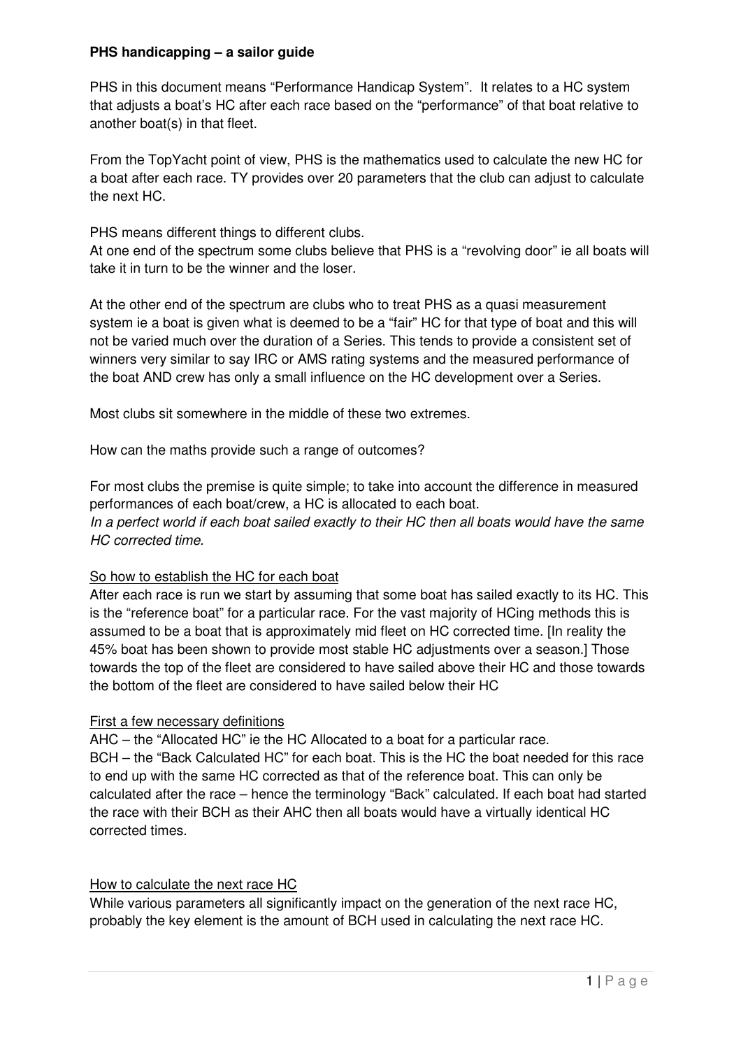**PHS handicapping – a sailor guide**

PHS in this document means "Performance Handicap System". It relates to a HC system that adjusts a boat's HC after each race based on the "performance" of that boat relative to another boat(s) in that fleet.

From the TopYacht point of view, PHS is the mathematics used to calculate the new HC for a boat after each race. TY provides over 20 parameters that the club can adjust to calculate the next HC.

PHS means different things to different clubs.
At one end of the spectrum some clubs believe that PHS is a "revolving door" ie all boats will take it in turn to be the winner and the loser.

At the other end of the spectrum are clubs who to treat PHS as a quasi measurement system ie a boat is given what is deemed to be a "fair" HC for that type of boat and this will not be varied much over the duration of a Series. This tends to provide a consistent set of winners very similar to say IRC or AMS rating systems and the measured performance of the boat AND crew has only a small influence on the HC development over a Series.

Most clubs sit somewhere in the middle of these two extremes.

How can the maths provide such a range of outcomes?

For most clubs the premise is quite simple; to take into account the difference in measured performances of each boat/crew, a HC is allocated to each boat.
*In a perfect world if each boat sailed exactly to their HC then all boats would have the same HC corrected time.*

<u>So how to establish the HC for each boat</u>

After each race is run we start by assuming that some boat has sailed exactly to its HC. This is the "reference boat" for a particular race. For the vast majority of HCing methods this is assumed to be a boat that is approximately mid fleet on HC corrected time. [In reality the 45% boat has been shown to provide most stable HC adjustments over a season.] Those towards the top of the fleet are considered to have sailed above their HC and those towards the bottom of the fleet are considered to have sailed below their HC

<u>First a few necessary definitions</u>

AHC – the "Allocated HC" ie the HC Allocated to a boat for a particular race.
BCH – the "Back Calculated HC" for each boat. This is the HC the boat needed for this race to end up with the same HC corrected as that of the reference boat. This can only be calculated after the race – hence the terminology "Back" calculated. If each boat had started the race with their BCH as their AHC then all boats would have a virtually identical HC corrected times.

<u>How to calculate the next race HC</u>

While various parameters all significantly impact on the generation of the next race HC, probably the key element is the amount of BCH used in calculating the next race HC.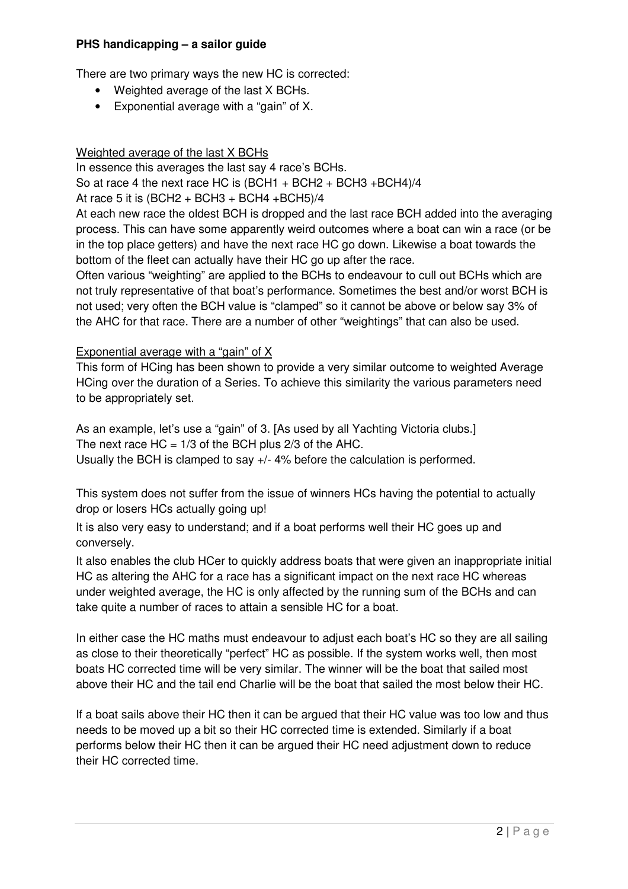**PHS handicapping – a sailor guide**

There are two primary ways the new HC is corrected:

- Weighted average of the last X BCHs.
- Exponential average with a "gain" of X.

Weighted average of the last X BCHs

In essence this averages the last say 4 race's BCHs.

So at race 4 the next race HC is (BCH1 + BCH2 + BCH3 +BCH4)/4

At race 5 it is (BCH2 + BCH3 + BCH4 +BCH5)/4

At each new race the oldest BCH is dropped and the last race BCH added into the averaging process. This can have some apparently weird outcomes where a boat can win a race (or be in the top place getters) and have the next race HC go down. Likewise a boat towards the bottom of the fleet can actually have their HC go up after the race.

Often various "weighting" are applied to the BCHs to endeavour to cull out BCHs which are not truly representative of that boat's performance. Sometimes the best and/or worst BCH is not used; very often the BCH value is "clamped" so it cannot be above or below say 3% of the AHC for that race. There are a number of other "weightings" that can also be used.

Exponential average with a "gain" of X

This form of HCing has been shown to provide a very similar outcome to weighted Average HCing over the duration of a Series. To achieve this similarity the various parameters need to be appropriately set.

As an example, let's use a "gain" of 3. [As used by all Yachting Victoria clubs.]

The next race HC = 1/3 of the BCH plus 2/3 of the AHC.

Usually the BCH is clamped to say +/- 4% before the calculation is performed.

This system does not suffer from the issue of winners HCs having the potential to actually drop or losers HCs actually going up!

It is also very easy to understand; and if a boat performs well their HC goes up and conversely.

It also enables the club HCer to quickly address boats that were given an inappropriate initial HC as altering the AHC for a race has a significant impact on the next race HC whereas under weighted average, the HC is only affected by the running sum of the BCHs and can take quite a number of races to attain a sensible HC for a boat.

In either case the HC maths must endeavour to adjust each boat's HC so they are all sailing as close to their theoretically "perfect" HC as possible. If the system works well, then most boats HC corrected time will be very similar. The winner will be the boat that sailed most above their HC and the tail end Charlie will be the boat that sailed the most below their HC.

If a boat sails above their HC then it can be argued that their HC value was too low and thus needs to be moved up a bit so their HC corrected time is extended. Similarly if a boat performs below their HC then it can be argued their HC need adjustment down to reduce their HC corrected time.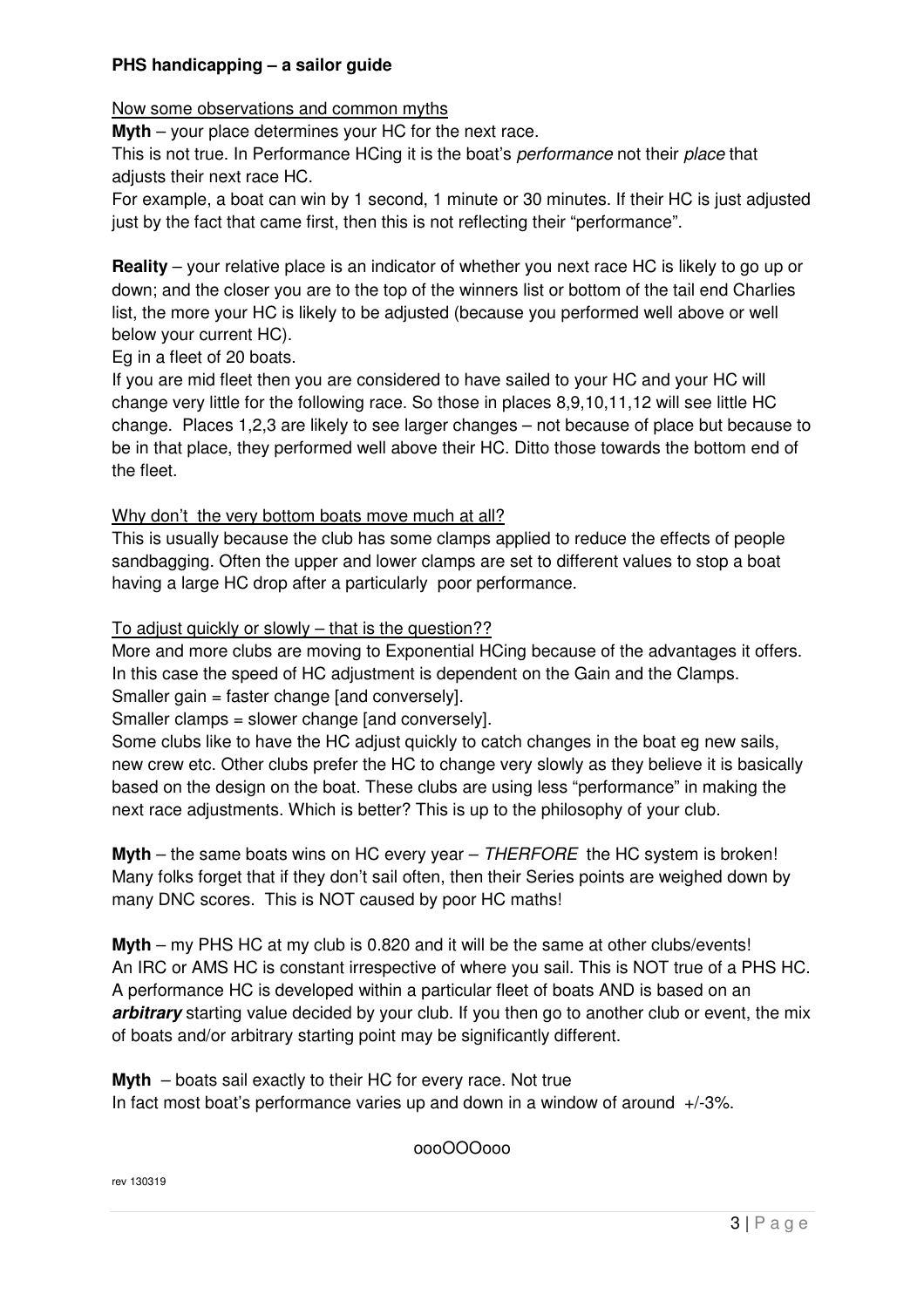**PHS handicapping – a sailor guide**

Now some observations and common myths

**Myth** – your place determines your HC for the next race.

This is not true. In Performance HCing it is the boat's *performance* not their *place* that adjusts their next race HC.

For example, a boat can win by 1 second, 1 minute or 30 minutes. If their HC is just adjusted just by the fact that came first, then this is not reflecting their "performance".

**Reality** – your relative place is an indicator of whether you next race HC is likely to go up or down; and the closer you are to the top of the winners list or bottom of the tail end Charlies list, the more your HC is likely to be adjusted (because you performed well above or well below your current HC).

Eg in a fleet of 20 boats.

If you are mid fleet then you are considered to have sailed to your HC and your HC will change very little for the following race. So those in places 8,9,10,11,12 will see little HC change. Places 1,2,3 are likely to see larger changes – not because of place but because to be in that place, they performed well above their HC. Ditto those towards the bottom end of the fleet.

Why don't the very bottom boats move much at all?

This is usually because the club has some clamps applied to reduce the effects of people sandbagging. Often the upper and lower clamps are set to different values to stop a boat having a large HC drop after a particularly poor performance.

To adjust quickly or slowly – that is the question??

More and more clubs are moving to Exponential HCing because of the advantages it offers. In this case the speed of HC adjustment is dependent on the Gain and the Clamps.

Smaller gain = faster change [and conversely].

Smaller clamps = slower change [and conversely].

Some clubs like to have the HC adjust quickly to catch changes in the boat eg new sails, new crew etc. Other clubs prefer the HC to change very slowly as they believe it is basically based on the design on the boat. These clubs are using less "performance" in making the next race adjustments. Which is better? This is up to the philosophy of your club.

**Myth** – the same boats wins on HC every year – *THERFORE* the HC system is broken!

Many folks forget that if they don't sail often, then their Series points are weighed down by many DNC scores. This is NOT caused by poor HC maths!

**Myth** – my PHS HC at my club is 0.820 and it will be the same at other clubs/events!

An IRC or AMS HC is constant irrespective of where you sail. This is NOT true of a PHS HC. A performance HC is developed within a particular fleet of boats AND is based on an ***arbitrary*** starting value decided by your club. If you then go to another club or event, the mix of boats and/or arbitrary starting point may be significantly different.

**Myth** – boats sail exactly to their HC for every race. Not true

In fact most boat's performance varies up and down in a window of around +/-3%.

oooOOOooo

rev 130319